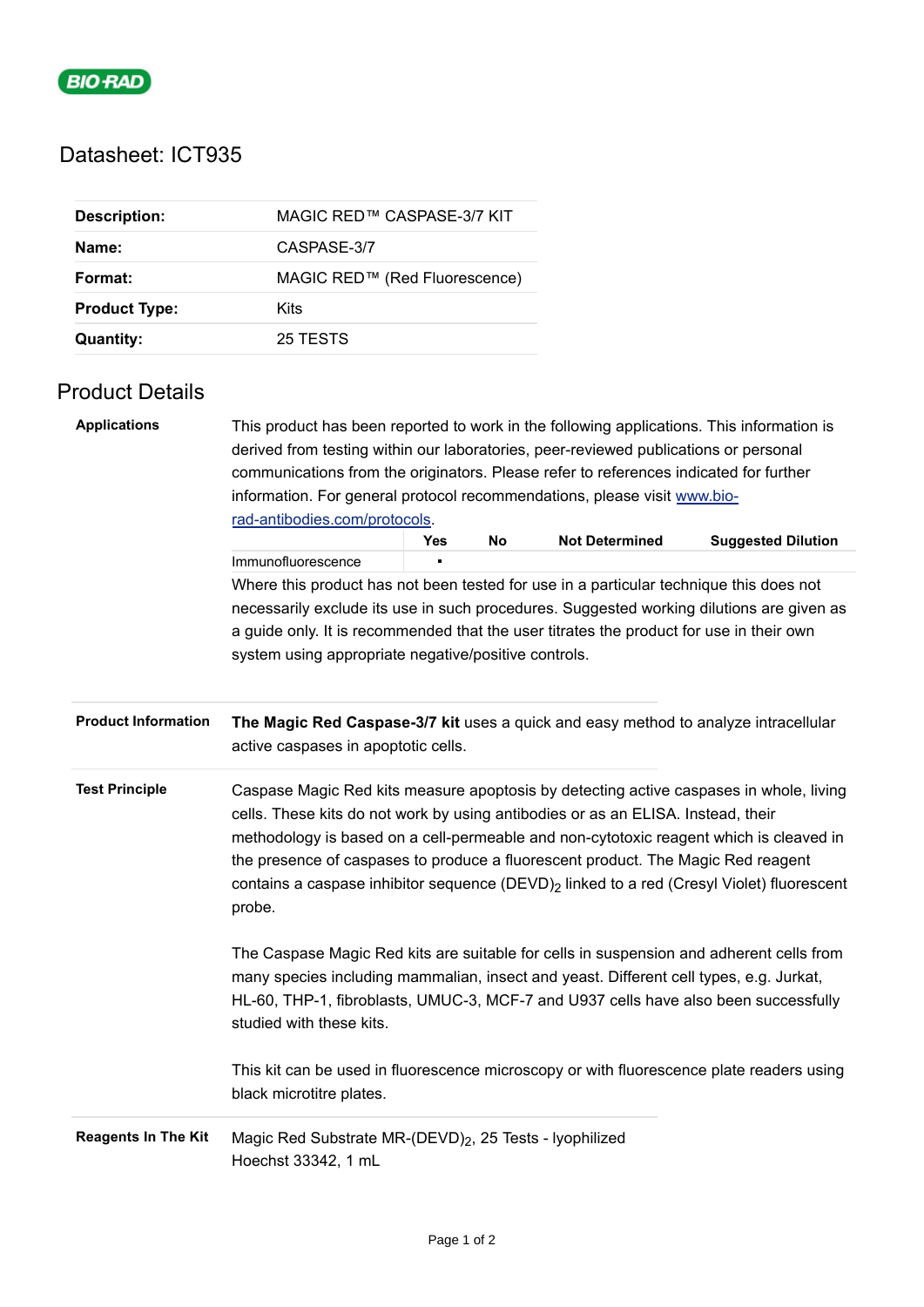# Datasheet: ICT935

| | |
|---|---|
| **Description:** | MAGIC RED™ CASPASE-3/7 KIT |
| **Name:** | CASPASE-3/7 |
| **Format:** | MAGIC RED™ (Red Fluorescence) |
| **Product Type:** | Kits |
| **Quantity:** | 25 TESTS |

## Product Details

**Applications**

This product has been reported to work in the following applications. This information is derived from testing within our laboratories, peer-reviewed publications or personal communications from the originators. Please refer to references indicated for further information. For general protocol recommendations, please visit [www.bio-rad-antibodies.com/protocols](www.bio-rad-antibodies.com/protocols).

| | Yes | No | Not Determined | Suggested Dilution |
|---|---|---|---|---|
| Immunofluorescence | ▪ | | | |

Where this product has not been tested for use in a particular technique this does not necessarily exclude its use in such procedures. Suggested working dilutions are given as a guide only. It is recommended that the user titrates the product for use in their own system using appropriate negative/positive controls.

**Product Information**

**The Magic Red Caspase-3/7 kit** uses a quick and easy method to analyze intracellular active caspases in apoptotic cells.

**Test Principle**

Caspase Magic Red kits measure apoptosis by detecting active caspases in whole, living cells. These kits do not work by using antibodies or as an ELISA. Instead, their methodology is based on a cell-permeable and non-cytotoxic reagent which is cleaved in the presence of caspases to produce a fluorescent product. The Magic Red reagent contains a caspase inhibitor sequence $(DEVD)_2$ linked to a red (Cresyl Violet) fluorescent probe.

The Caspase Magic Red kits are suitable for cells in suspension and adherent cells from many species including mammalian, insect and yeast. Different cell types, e.g. Jurkat, HL-60, THP-1, fibroblasts, UMUC-3, MCF-7 and U937 cells have also been successfully studied with these kits.

This kit can be used in fluorescence microscopy or with fluorescence plate readers using black microtitre plates.

**Reagents In The Kit**

Magic Red Substrate MR-$(DEVD)_2$, 25 Tests - lyophilized
Hoechst 33342, 1 mL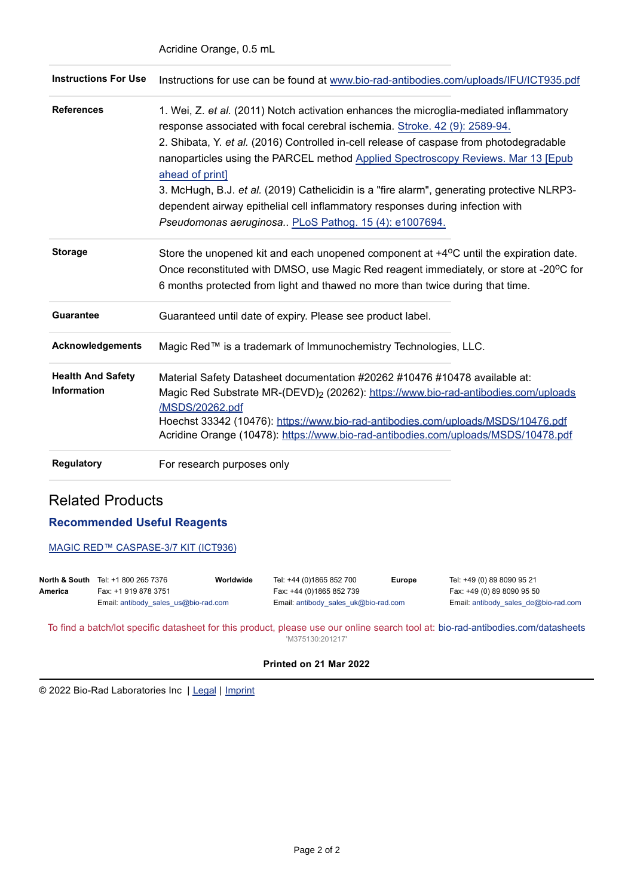| | |
|---|---|
| | Acridine Orange, 0.5 mL |
| **Instructions For Use** | Instructions for use can be found at [www.bio-rad-antibodies.com/uploads/IFU/ICT935.pdf](www.bio-rad-antibodies.com/uploads/IFU/ICT935.pdf) |
| **References** | 1. Wei, Z. *et al.* (2011) Notch activation enhances the microglia-mediated inflammatory response associated with focal cerebral ischemia. Stroke. 42 (9): 2589-94.<br>2. Shibata, Y. *et al.* (2016) Controlled in-cell release of caspase from photodegradable nanoparticles using the PARCEL method Applied Spectroscopy Reviews. Mar 13 [Epub ahead of print]<br>3. McHugh, B.J. *et al.* (2019) Cathelicidin is a "fire alarm", generating protective NLRP3-dependent airway epithelial cell inflammatory responses during infection with *Pseudomonas aeruginosa*.. PLoS Pathog. 15 (4): e1007694. |
| **Storage** | Store the unopened kit and each unopened component at +4$^{o}$C until the expiration date. Once reconstituted with DMSO, use Magic Red reagent immediately, or store at -20$^{o}$C for 6 months protected from light and thawed no more than twice during that time. |
| **Guarantee** | Guaranteed until date of expiry. Please see product label. |
| **Acknowledgements** | Magic Red™ is a trademark of Immunochemistry Technologies, LLC. |
| **Health And Safety Information** | Material Safety Datasheet documentation #20262 #10476 #10478 available at:<br>Magic Red Substrate MR-(DEVD)$_2$ (20262): https://www.bio-rad-antibodies.com/uploads/MSDS/20262.pdf<br>Hoechst 33342 (10476): https://www.bio-rad-antibodies.com/uploads/MSDS/10476.pdf<br>Acridine Orange (10478): https://www.bio-rad-antibodies.com/uploads/MSDS/10478.pdf |
| **Regulatory** | For research purposes only |

## Related Products

### Recommended Useful Reagents

MAGIC RED™ CASPASE-3/7 KIT (ICT936)

| | | | | | |
|---|---|---|---|---|---|
| **North & South America** | Tel: +1 800 265 7376<br>Fax: +1 919 878 3751<br>Email: antibody_sales_us@bio-rad.com | **Worldwide** | Tel: +44 (0)1865 852 700<br>Fax: +44 (0)1865 852 739<br>Email: antibody_sales_uk@bio-rad.com | **Europe** | Tel: +49 (0) 89 8090 95 21<br>Fax: +49 (0) 89 8090 95 50<br>Email: antibody_sales_de@bio-rad.com |

To find a batch/lot specific datasheet for this product, please use our online search tool at: bio-rad-antibodies.com/datasheets

'M375130:201217'

**Printed on 21 Mar 2022**

© 2022 Bio-Rad Laboratories Inc | Legal | Imprint